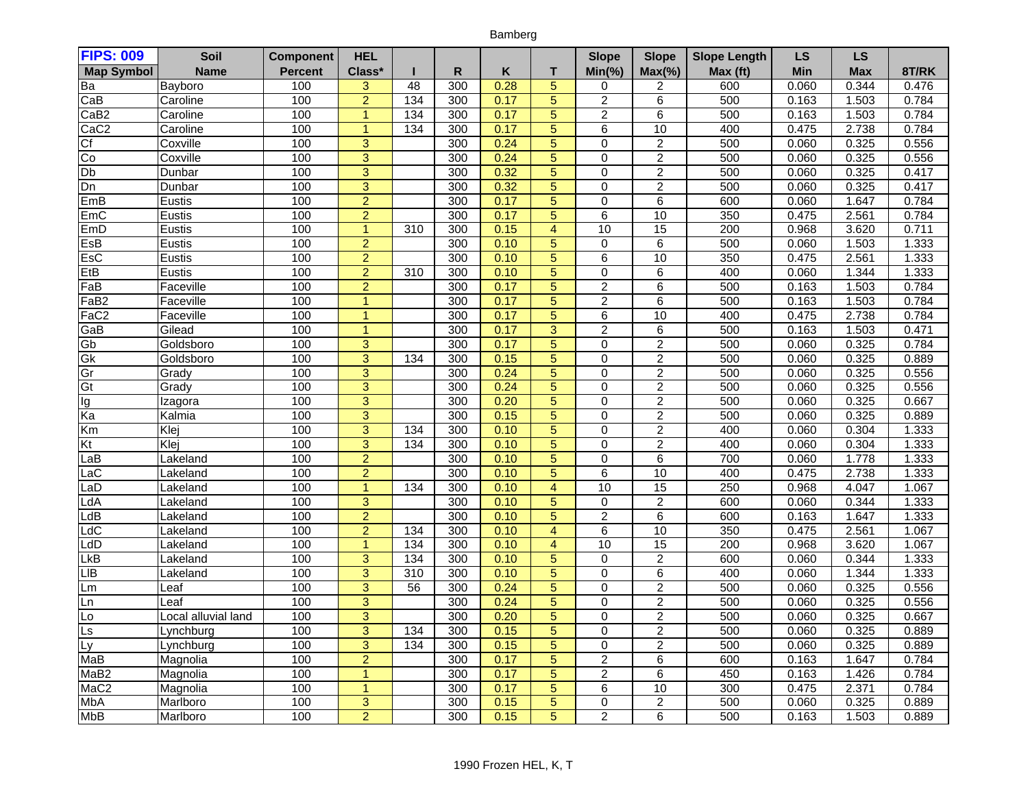Bamberg

| FIPS: 009 Map Symbol | Soil Name | Component Percent | HEL Class* | I | R | K | T | Slope Min(%) | Slope Max(%) | Slope Length Max (ft) | LS Min | LS Max | 8T/RK |
|---|---|---|---|---|---|---|---|---|---|---|---|---|---|
| Ba | Bayboro | 100 | 3 | 48 | 300 | 0.28 | 5 | 0 | 2 | 600 | 0.060 | 0.344 | 0.476 |
| CaB | Caroline | 100 | 2 | 134 | 300 | 0.17 | 5 | 2 | 6 | 500 | 0.163 | 1.503 | 0.784 |
| CaB2 | Caroline | 100 | 1 | 134 | 300 | 0.17 | 5 | 2 | 6 | 500 | 0.163 | 1.503 | 0.784 |
| CaC2 | Caroline | 100 | 1 | 134 | 300 | 0.17 | 5 | 6 | 10 | 400 | 0.475 | 2.738 | 0.784 |
| Cf | Coxville | 100 | 3 | | 300 | 0.24 | 5 | 0 | 2 | 500 | 0.060 | 0.325 | 0.556 |
| Co | Coxville | 100 | 3 | | 300 | 0.24 | 5 | 0 | 2 | 500 | 0.060 | 0.325 | 0.556 |
| Db | Dunbar | 100 | 3 | | 300 | 0.32 | 5 | 0 | 2 | 500 | 0.060 | 0.325 | 0.417 |
| Dn | Dunbar | 100 | 3 | | 300 | 0.32 | 5 | 0 | 2 | 500 | 0.060 | 0.325 | 0.417 |
| EmB | Eustis | 100 | 2 | | 300 | 0.17 | 5 | 0 | 6 | 600 | 0.060 | 1.647 | 0.784 |
| EmC | Eustis | 100 | 2 | | 300 | 0.17 | 5 | 6 | 10 | 350 | 0.475 | 2.561 | 0.784 |
| EmD | Eustis | 100 | 1 | 310 | 300 | 0.15 | 4 | 10 | 15 | 200 | 0.968 | 3.620 | 0.711 |
| EsB | Eustis | 100 | 2 | | 300 | 0.10 | 5 | 0 | 6 | 500 | 0.060 | 1.503 | 1.333 |
| EsC | Eustis | 100 | 2 | | 300 | 0.10 | 5 | 6 | 10 | 350 | 0.475 | 2.561 | 1.333 |
| EtB | Eustis | 100 | 2 | 310 | 300 | 0.10 | 5 | 0 | 6 | 400 | 0.060 | 1.344 | 1.333 |
| FaB | Faceville | 100 | 2 | | 300 | 0.17 | 5 | 2 | 6 | 500 | 0.163 | 1.503 | 0.784 |
| FaB2 | Faceville | 100 | 1 | | 300 | 0.17 | 5 | 2 | 6 | 500 | 0.163 | 1.503 | 0.784 |
| FaC2 | Faceville | 100 | 1 | | 300 | 0.17 | 5 | 6 | 10 | 400 | 0.475 | 2.738 | 0.784 |
| GaB | Gilead | 100 | 1 | | 300 | 0.17 | 3 | 2 | 6 | 500 | 0.163 | 1.503 | 0.471 |
| Gb | Goldsboro | 100 | 3 | | 300 | 0.17 | 5 | 0 | 2 | 500 | 0.060 | 0.325 | 0.784 |
| Gk | Goldsboro | 100 | 3 | 134 | 300 | 0.15 | 5 | 0 | 2 | 500 | 0.060 | 0.325 | 0.889 |
| Gr | Grady | 100 | 3 | | 300 | 0.24 | 5 | 0 | 2 | 500 | 0.060 | 0.325 | 0.556 |
| Gt | Grady | 100 | 3 | | 300 | 0.24 | 5 | 0 | 2 | 500 | 0.060 | 0.325 | 0.556 |
| Ig | Izagora | 100 | 3 | | 300 | 0.20 | 5 | 0 | 2 | 500 | 0.060 | 0.325 | 0.667 |
| Ka | Kalmia | 100 | 3 | | 300 | 0.15 | 5 | 0 | 2 | 500 | 0.060 | 0.325 | 0.889 |
| Km | Klej | 100 | 3 | 134 | 300 | 0.10 | 5 | 0 | 2 | 400 | 0.060 | 0.304 | 1.333 |
| Kt | Klej | 100 | 3 | 134 | 300 | 0.10 | 5 | 0 | 2 | 400 | 0.060 | 0.304 | 1.333 |
| LaB | Lakeland | 100 | 2 | | 300 | 0.10 | 5 | 0 | 6 | 700 | 0.060 | 1.778 | 1.333 |
| LaC | Lakeland | 100 | 2 | | 300 | 0.10 | 5 | 6 | 10 | 400 | 0.475 | 2.738 | 1.333 |
| LaD | Lakeland | 100 | 1 | 134 | 300 | 0.10 | 4 | 10 | 15 | 250 | 0.968 | 4.047 | 1.067 |
| LdA | Lakeland | 100 | 3 | | 300 | 0.10 | 5 | 0 | 2 | 600 | 0.060 | 0.344 | 1.333 |
| LdB | Lakeland | 100 | 2 | | 300 | 0.10 | 5 | 2 | 6 | 600 | 0.163 | 1.647 | 1.333 |
| LdC | Lakeland | 100 | 2 | 134 | 300 | 0.10 | 4 | 6 | 10 | 350 | 0.475 | 2.561 | 1.067 |
| LdD | Lakeland | 100 | 1 | 134 | 300 | 0.10 | 4 | 10 | 15 | 200 | 0.968 | 3.620 | 1.067 |
| LkB | Lakeland | 100 | 3 | 134 | 300 | 0.10 | 5 | 0 | 2 | 600 | 0.060 | 0.344 | 1.333 |
| LlB | Lakeland | 100 | 3 | 310 | 300 | 0.10 | 5 | 0 | 6 | 400 | 0.060 | 1.344 | 1.333 |
| Lm | Leaf | 100 | 3 | 56 | 300 | 0.24 | 5 | 0 | 2 | 500 | 0.060 | 0.325 | 0.556 |
| Ln | Leaf | 100 | 3 | | 300 | 0.24 | 5 | 0 | 2 | 500 | 0.060 | 0.325 | 0.556 |
| Lo | Local alluvial land | 100 | 3 | | 300 | 0.20 | 5 | 0 | 2 | 500 | 0.060 | 0.325 | 0.667 |
| Ls | Lynchburg | 100 | 3 | 134 | 300 | 0.15 | 5 | 0 | 2 | 500 | 0.060 | 0.325 | 0.889 |
| Ly | Lynchburg | 100 | 3 | 134 | 300 | 0.15 | 5 | 0 | 2 | 500 | 0.060 | 0.325 | 0.889 |
| MaB | Magnolia | 100 | 2 | | 300 | 0.17 | 5 | 2 | 6 | 600 | 0.163 | 1.647 | 0.784 |
| MaB2 | Magnolia | 100 | 1 | | 300 | 0.17 | 5 | 2 | 6 | 450 | 0.163 | 1.426 | 0.784 |
| MaC2 | Magnolia | 100 | 1 | | 300 | 0.17 | 5 | 6 | 10 | 300 | 0.475 | 2.371 | 0.784 |
| MbA | Marlboro | 100 | 3 | | 300 | 0.15 | 5 | 0 | 2 | 500 | 0.060 | 0.325 | 0.889 |
| MbB | Marlboro | 100 | 2 | | 300 | 0.15 | 5 | 2 | 6 | 500 | 0.163 | 1.503 | 0.889 |

1990 Frozen HEL, K, T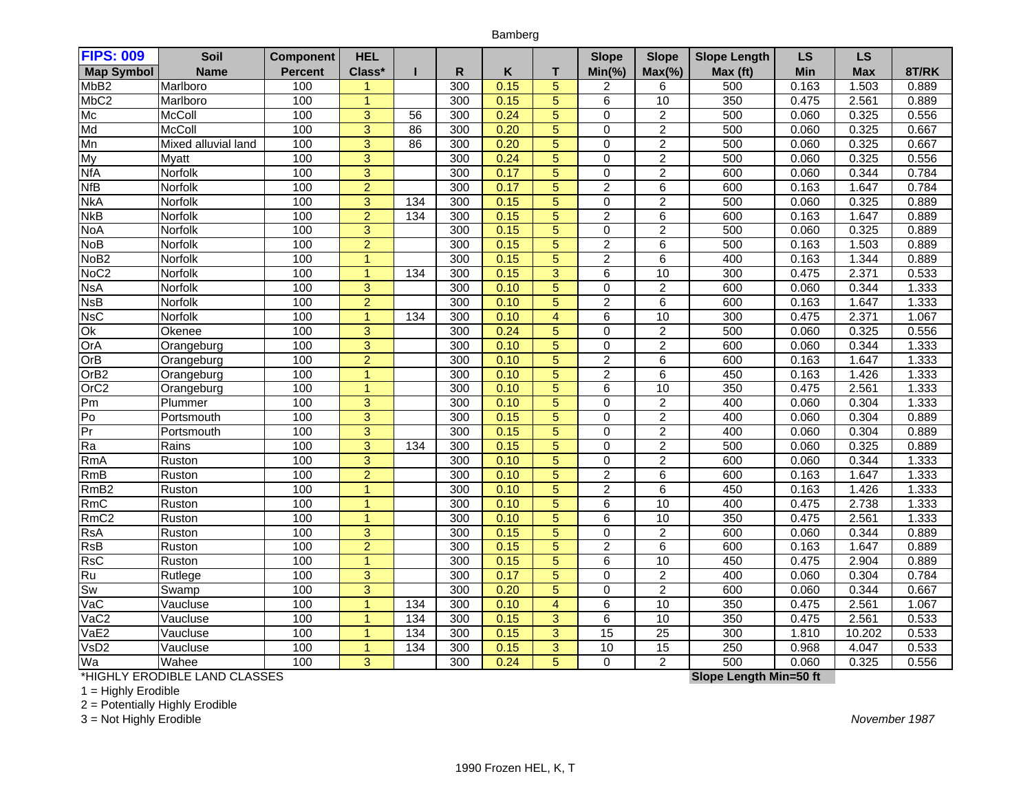Bamberg

| FIPS: 009 Map Symbol | Soil Name | Component Percent | HEL Class* | I | R | K | T | Slope Min(%) | Slope Max(%) | Slope Length Max (ft) | LS Min | LS Max | 8T/RK |
|---|---|---|---|---|---|---|---|---|---|---|---|---|---|
| MbB2 | Marlboro | 100 | 1 | | 300 | 0.15 | 5 | 2 | 6 | 500 | 0.163 | 1.503 | 0.889 |
| MbC2 | Marlboro | 100 | 1 | | 300 | 0.15 | 5 | 6 | 10 | 350 | 0.475 | 2.561 | 0.889 |
| Mc | McColl | 100 | 3 | 56 | 300 | 0.24 | 5 | 0 | 2 | 500 | 0.060 | 0.325 | 0.556 |
| Md | McColl | 100 | 3 | 86 | 300 | 0.20 | 5 | 0 | 2 | 500 | 0.060 | 0.325 | 0.667 |
| Mn | Mixed alluvial land | 100 | 3 | 86 | 300 | 0.20 | 5 | 0 | 2 | 500 | 0.060 | 0.325 | 0.667 |
| My | Myatt | 100 | 3 | | 300 | 0.24 | 5 | 0 | 2 | 500 | 0.060 | 0.325 | 0.556 |
| NfA | Norfolk | 100 | 3 | | 300 | 0.17 | 5 | 0 | 2 | 600 | 0.060 | 0.344 | 0.784 |
| NfB | Norfolk | 100 | 2 | | 300 | 0.17 | 5 | 2 | 6 | 600 | 0.163 | 1.647 | 0.784 |
| NkA | Norfolk | 100 | 3 | 134 | 300 | 0.15 | 5 | 0 | 2 | 500 | 0.060 | 0.325 | 0.889 |
| NkB | Norfolk | 100 | 2 | 134 | 300 | 0.15 | 5 | 2 | 6 | 600 | 0.163 | 1.647 | 0.889 |
| NoA | Norfolk | 100 | 3 | | 300 | 0.15 | 5 | 0 | 2 | 500 | 0.060 | 0.325 | 0.889 |
| NoB | Norfolk | 100 | 2 | | 300 | 0.15 | 5 | 2 | 6 | 500 | 0.163 | 1.503 | 0.889 |
| NoB2 | Norfolk | 100 | 1 | | 300 | 0.15 | 5 | 2 | 6 | 400 | 0.163 | 1.344 | 0.889 |
| NoC2 | Norfolk | 100 | 1 | 134 | 300 | 0.15 | 3 | 6 | 10 | 300 | 0.475 | 2.371 | 0.533 |
| NsA | Norfolk | 100 | 3 | | 300 | 0.10 | 5 | 0 | 2 | 600 | 0.060 | 0.344 | 1.333 |
| NsB | Norfolk | 100 | 2 | | 300 | 0.10 | 5 | 2 | 6 | 600 | 0.163 | 1.647 | 1.333 |
| NsC | Norfolk | 100 | 1 | 134 | 300 | 0.10 | 4 | 6 | 10 | 300 | 0.475 | 2.371 | 1.067 |
| Ok | Okenee | 100 | 3 | | 300 | 0.24 | 5 | 0 | 2 | 500 | 0.060 | 0.325 | 0.556 |
| OrA | Orangeburg | 100 | 3 | | 300 | 0.10 | 5 | 0 | 2 | 600 | 0.060 | 0.344 | 1.333 |
| OrB | Orangeburg | 100 | 2 | | 300 | 0.10 | 5 | 2 | 6 | 600 | 0.163 | 1.647 | 1.333 |
| OrB2 | Orangeburg | 100 | 1 | | 300 | 0.10 | 5 | 2 | 6 | 450 | 0.163 | 1.426 | 1.333 |
| OrC2 | Orangeburg | 100 | 1 | | 300 | 0.10 | 5 | 6 | 10 | 350 | 0.475 | 2.561 | 1.333 |
| Pm | Plummer | 100 | 3 | | 300 | 0.10 | 5 | 0 | 2 | 400 | 0.060 | 0.304 | 1.333 |
| Po | Portsmouth | 100 | 3 | | 300 | 0.15 | 5 | 0 | 2 | 400 | 0.060 | 0.304 | 0.889 |
| Pr | Portsmouth | 100 | 3 | | 300 | 0.15 | 5 | 0 | 2 | 400 | 0.060 | 0.304 | 0.889 |
| Ra | Rains | 100 | 3 | 134 | 300 | 0.15 | 5 | 0 | 2 | 500 | 0.060 | 0.325 | 0.889 |
| RmA | Ruston | 100 | 3 | | 300 | 0.10 | 5 | 0 | 2 | 600 | 0.060 | 0.344 | 1.333 |
| RmB | Ruston | 100 | 2 | | 300 | 0.10 | 5 | 2 | 6 | 600 | 0.163 | 1.647 | 1.333 |
| RmB2 | Ruston | 100 | 1 | | 300 | 0.10 | 5 | 2 | 6 | 450 | 0.163 | 1.426 | 1.333 |
| RmC | Ruston | 100 | 1 | | 300 | 0.10 | 5 | 6 | 10 | 400 | 0.475 | 2.738 | 1.333 |
| RmC2 | Ruston | 100 | 1 | | 300 | 0.10 | 5 | 6 | 10 | 350 | 0.475 | 2.561 | 1.333 |
| RsA | Ruston | 100 | 3 | | 300 | 0.15 | 5 | 0 | 2 | 600 | 0.060 | 0.344 | 0.889 |
| RsB | Ruston | 100 | 2 | | 300 | 0.15 | 5 | 2 | 6 | 600 | 0.163 | 1.647 | 0.889 |
| RsC | Ruston | 100 | 1 | | 300 | 0.15 | 5 | 6 | 10 | 450 | 0.475 | 2.904 | 0.889 |
| Ru | Rutlege | 100 | 3 | | 300 | 0.17 | 5 | 0 | 2 | 400 | 0.060 | 0.304 | 0.784 |
| Sw | Swamp | 100 | 3 | | 300 | 0.20 | 5 | 0 | 2 | 600 | 0.060 | 0.344 | 0.667 |
| VaC | Vaucluse | 100 | 1 | 134 | 300 | 0.10 | 4 | 6 | 10 | 350 | 0.475 | 2.561 | 1.067 |
| VaC2 | Vaucluse | 100 | 1 | 134 | 300 | 0.15 | 3 | 6 | 10 | 350 | 0.475 | 2.561 | 0.533 |
| VaE2 | Vaucluse | 100 | 1 | 134 | 300 | 0.15 | 3 | 15 | 25 | 300 | 1.810 | 10.202 | 0.533 |
| VsD2 | Vaucluse | 100 | 1 | 134 | 300 | 0.15 | 3 | 10 | 15 | 250 | 0.968 | 4.047 | 0.533 |
| Wa | Wahee | 100 | 3 | | 300 | 0.24 | 5 | 0 | 2 | 500 | 0.060 | 0.325 | 0.556 |

*HIGHLY ERODIBLE LAND CLASSES

1 = Highly Erodible

2 = Potentially Highly Erodible

3 = Not Highly Erodible

**Slope Length Min=50 ft**

*November 1987*

1990 Frozen HEL, K, T